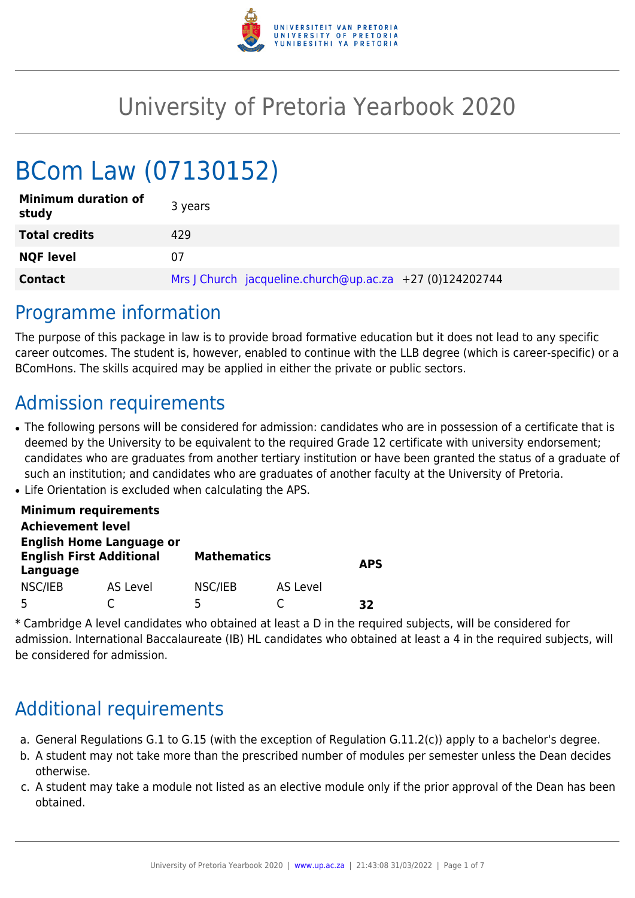# University of Pretoria Yearbook 2020

# BCom Law (07130152)

| | |
|---|---|
| **Minimum duration of study** | 3 years |
| **Total credits** | 429 |
| **NQF level** | 07 |
| **Contact** | Mrs J Church jacqueline.church@up.ac.za +27 (0)124202744 |

## Programme information

The purpose of this package in law is to provide broad formative education but it does not lead to any specific career outcomes. The student is, however, enabled to continue with the LLB degree (which is career-specific) or a BComHons. The skills acquired may be applied in either the private or public sectors.

## Admission requirements

- The following persons will be considered for admission: candidates who are in possession of a certificate that is deemed by the University to be equivalent to the required Grade 12 certificate with university endorsement; candidates who are graduates from another tertiary institution or have been granted the status of a graduate of such an institution; and candidates who are graduates of another faculty at the University of Pretoria.
- Life Orientation is excluded when calculating the APS.

| **Minimum requirements** | | | | |
|---|---|---|---|---|
| **Achievement level** | | | | |
| **English Home Language or English First Additional Language** | | **Mathematics** | | **APS** |
| NSC/IEB | AS Level | NSC/IEB | AS Level | |
| 5 | C | 5 | C | **32** |

* Cambridge A level candidates who obtained at least a D in the required subjects, will be considered for admission. International Baccalaureate (IB) HL candidates who obtained at least a 4 in the required subjects, will be considered for admission.

## Additional requirements

a. General Regulations G.1 to G.15 (with the exception of Regulation G.11.2(c)) apply to a bachelor's degree.
b. A student may not take more than the prescribed number of modules per semester unless the Dean decides otherwise.
c. A student may take a module not listed as an elective module only if the prior approval of the Dean has been obtained.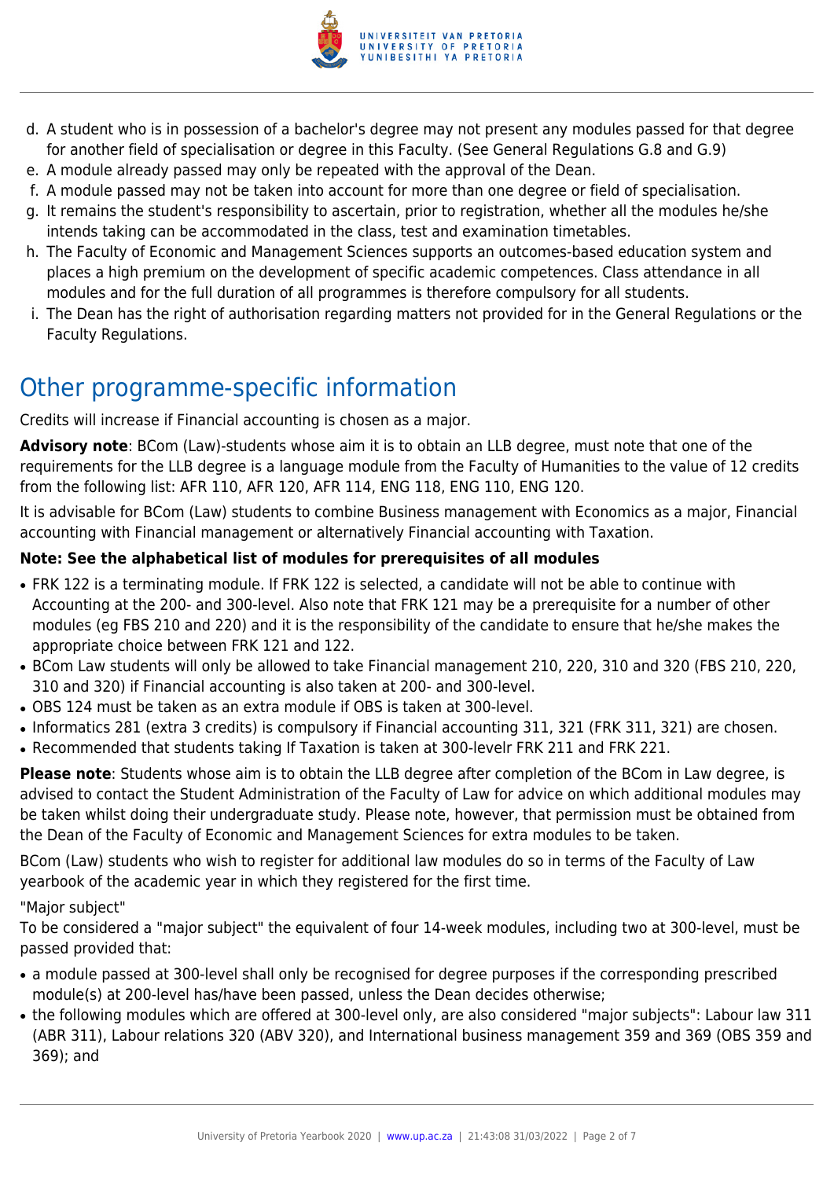d. A student who is in possession of a bachelor's degree may not present any modules passed for that degree for another field of specialisation or degree in this Faculty. (See General Regulations G.8 and G.9)
e. A module already passed may only be repeated with the approval of the Dean.
f. A module passed may not be taken into account for more than one degree or field of specialisation.
g. It remains the student's responsibility to ascertain, prior to registration, whether all the modules he/she intends taking can be accommodated in the class, test and examination timetables.
h. The Faculty of Economic and Management Sciences supports an outcomes-based education system and places a high premium on the development of specific academic competences. Class attendance in all modules and for the full duration of all programmes is therefore compulsory for all students.
i. The Dean has the right of authorisation regarding matters not provided for in the General Regulations or the Faculty Regulations.

## Other programme-specific information

Credits will increase if Financial accounting is chosen as a major.

**Advisory note**: BCom (Law)-students whose aim it is to obtain an LLB degree, must note that one of the requirements for the LLB degree is a language module from the Faculty of Humanities to the value of 12 credits from the following list: AFR 110, AFR 120, AFR 114, ENG 118, ENG 110, ENG 120.

It is advisable for BCom (Law) students to combine Business management with Economics as a major, Financial accounting with Financial management or alternatively Financial accounting with Taxation.

**Note: See the alphabetical list of modules for prerequisites of all modules**

- FRK 122 is a terminating module. If FRK 122 is selected, a candidate will not be able to continue with Accounting at the 200- and 300-level. Also note that FRK 121 may be a prerequisite for a number of other modules (eg FBS 210 and 220) and it is the responsibility of the candidate to ensure that he/she makes the appropriate choice between FRK 121 and 122.
- BCom Law students will only be allowed to take Financial management 210, 220, 310 and 320 (FBS 210, 220, 310 and 320) if Financial accounting is also taken at 200- and 300-level.
- OBS 124 must be taken as an extra module if OBS is taken at 300-level.
- Informatics 281 (extra 3 credits) is compulsory if Financial accounting 311, 321 (FRK 311, 321) are chosen.
- Recommended that students taking If Taxation is taken at 300-levelr FRK 211 and FRK 221.

**Please note**: Students whose aim is to obtain the LLB degree after completion of the BCom in Law degree, is advised to contact the Student Administration of the Faculty of Law for advice on which additional modules may be taken whilst doing their undergraduate study. Please note, however, that permission must be obtained from the Dean of the Faculty of Economic and Management Sciences for extra modules to be taken.

BCom (Law) students who wish to register for additional law modules do so in terms of the Faculty of Law yearbook of the academic year in which they registered for the first time.

"Major subject"
To be considered a "major subject" the equivalent of four 14-week modules, including two at 300-level, must be passed provided that:

- a module passed at 300-level shall only be recognised for degree purposes if the corresponding prescribed module(s) at 200-level has/have been passed, unless the Dean decides otherwise;
- the following modules which are offered at 300-level only, are also considered "major subjects": Labour law 311 (ABR 311), Labour relations 320 (ABV 320), and International business management 359 and 369 (OBS 359 and 369); and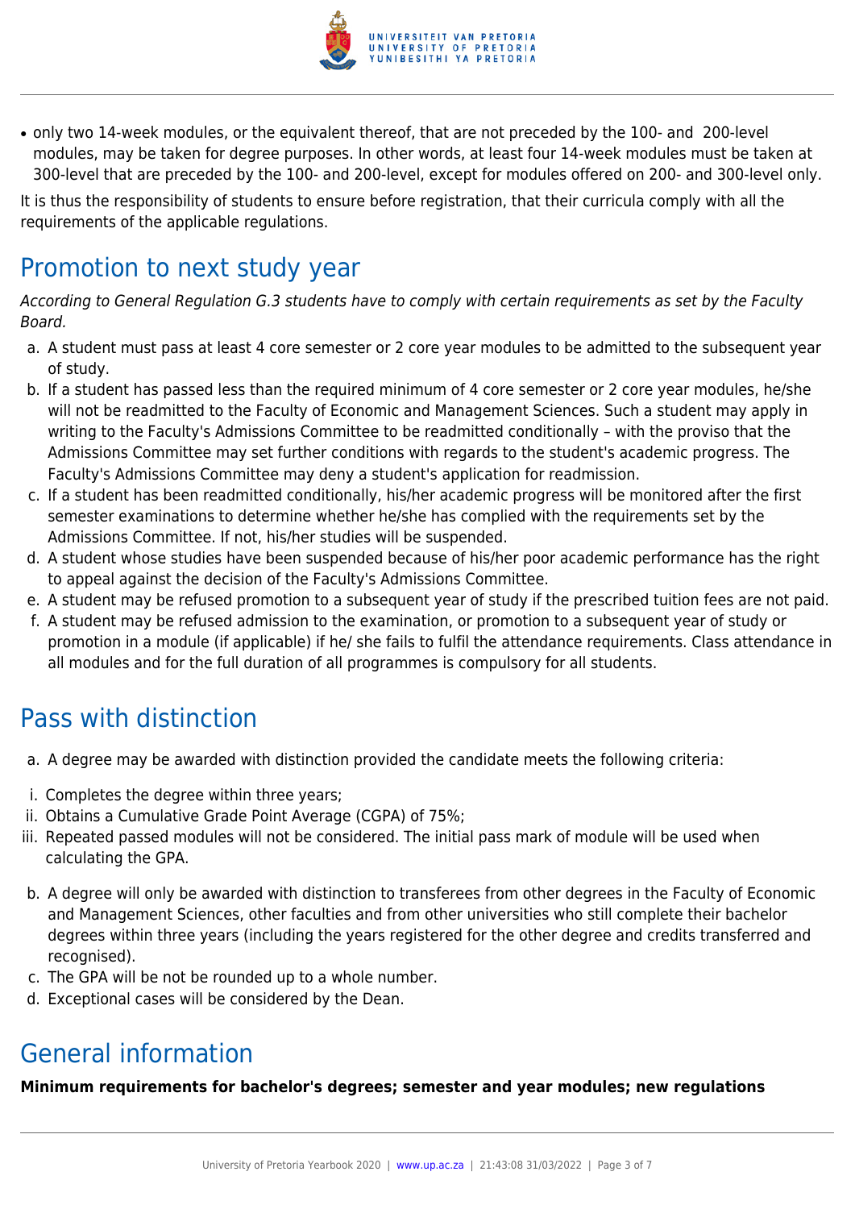- only two 14-week modules, or the equivalent thereof, that are not preceded by the 100- and 200-level modules, may be taken for degree purposes. In other words, at least four 14-week modules must be taken at 300-level that are preceded by the 100- and 200-level, except for modules offered on 200- and 300-level only.

It is thus the responsibility of students to ensure before registration, that their curricula comply with all the requirements of the applicable regulations.

## Promotion to next study year

*According to General Regulation G.3 students have to comply with certain requirements as set by the Faculty Board.*

a. A student must pass at least 4 core semester or 2 core year modules to be admitted to the subsequent year of study.
b. If a student has passed less than the required minimum of 4 core semester or 2 core year modules, he/she will not be readmitted to the Faculty of Economic and Management Sciences. Such a student may apply in writing to the Faculty's Admissions Committee to be readmitted conditionally – with the proviso that the Admissions Committee may set further conditions with regards to the student's academic progress. The Faculty's Admissions Committee may deny a student's application for readmission.
c. If a student has been readmitted conditionally, his/her academic progress will be monitored after the first semester examinations to determine whether he/she has complied with the requirements set by the Admissions Committee. If not, his/her studies will be suspended.
d. A student whose studies have been suspended because of his/her poor academic performance has the right to appeal against the decision of the Faculty's Admissions Committee.
e. A student may be refused promotion to a subsequent year of study if the prescribed tuition fees are not paid.
f. A student may be refused admission to the examination, or promotion to a subsequent year of study or promotion in a module (if applicable) if he/ she fails to fulfil the attendance requirements. Class attendance in all modules and for the full duration of all programmes is compulsory for all students.

## Pass with distinction

a. A degree may be awarded with distinction provided the candidate meets the following criteria:

i. Completes the degree within three years;
ii. Obtains a Cumulative Grade Point Average (CGPA) of 75%;
iii. Repeated passed modules will not be considered. The initial pass mark of module will be used when calculating the GPA.

b. A degree will only be awarded with distinction to transferees from other degrees in the Faculty of Economic and Management Sciences, other faculties and from other universities who still complete their bachelor degrees within three years (including the years registered for the other degree and credits transferred and recognised).
c. The GPA will be not be rounded up to a whole number.
d. Exceptional cases will be considered by the Dean.

## General information

**Minimum requirements for bachelor's degrees; semester and year modules; new regulations**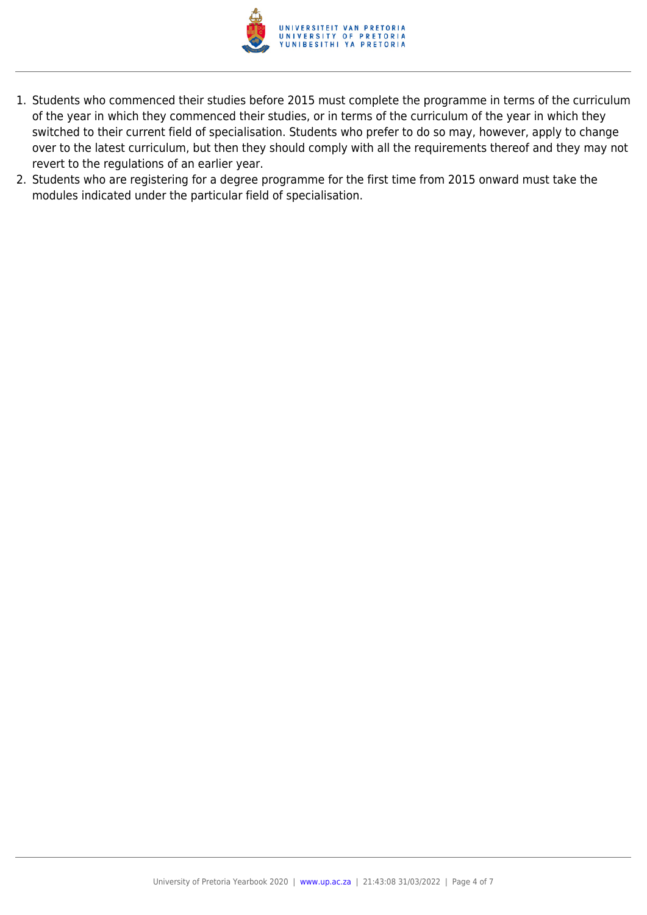1. Students who commenced their studies before 2015 must complete the programme in terms of the curriculum of the year in which they commenced their studies, or in terms of the curriculum of the year in which they switched to their current field of specialisation. Students who prefer to do so may, however, apply to change over to the latest curriculum, but then they should comply with all the requirements thereof and they may not revert to the regulations of an earlier year.
2. Students who are registering for a degree programme for the first time from 2015 onward must take the modules indicated under the particular field of specialisation.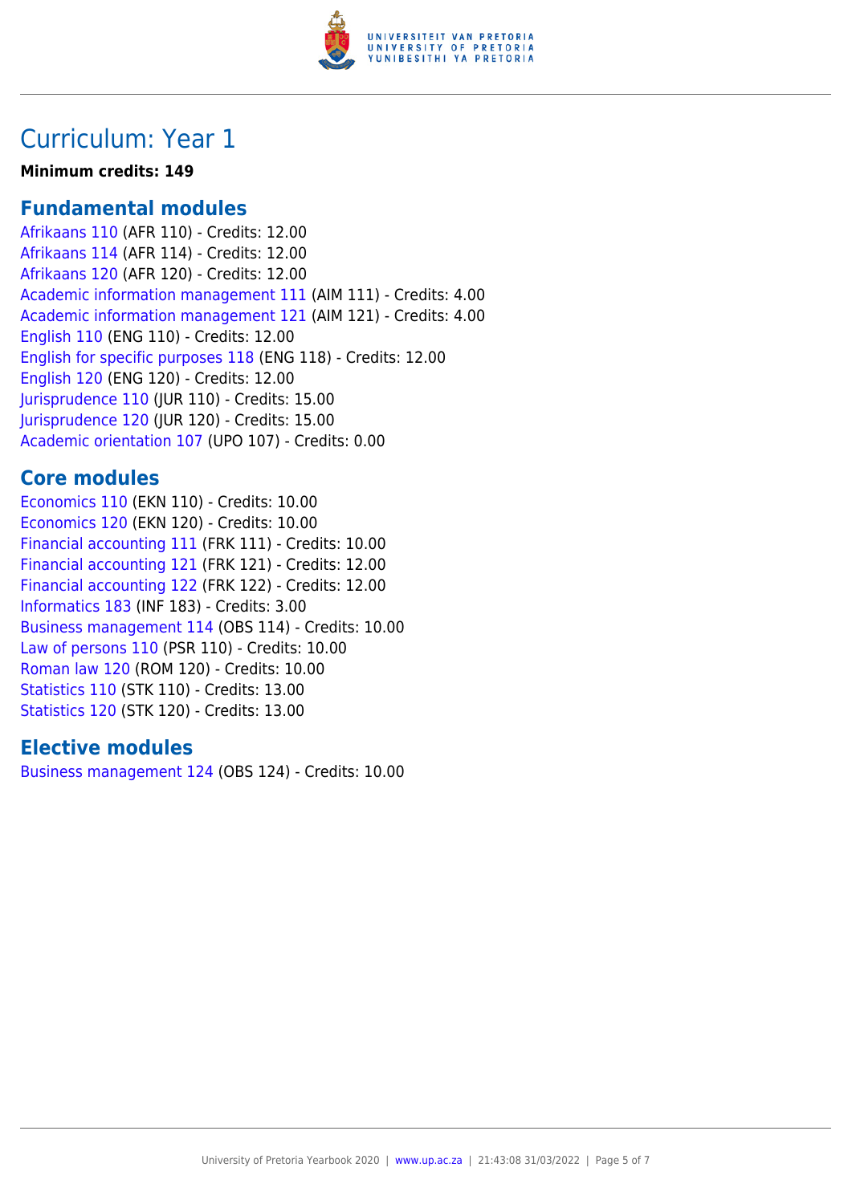# Curriculum: Year 1

**Minimum credits: 149**

## Fundamental modules

Afrikaans 110 (AFR 110) - Credits: 12.00
Afrikaans 114 (AFR 114) - Credits: 12.00
Afrikaans 120 (AFR 120) - Credits: 12.00
Academic information management 111 (AIM 111) - Credits: 4.00
Academic information management 121 (AIM 121) - Credits: 4.00
English 110 (ENG 110) - Credits: 12.00
English for specific purposes 118 (ENG 118) - Credits: 12.00
English 120 (ENG 120) - Credits: 12.00
Jurisprudence 110 (JUR 110) - Credits: 15.00
Jurisprudence 120 (JUR 120) - Credits: 15.00
Academic orientation 107 (UPO 107) - Credits: 0.00

## Core modules

Economics 110 (EKN 110) - Credits: 10.00
Economics 120 (EKN 120) - Credits: 10.00
Financial accounting 111 (FRK 111) - Credits: 10.00
Financial accounting 121 (FRK 121) - Credits: 12.00
Financial accounting 122 (FRK 122) - Credits: 12.00
Informatics 183 (INF 183) - Credits: 3.00
Business management 114 (OBS 114) - Credits: 10.00
Law of persons 110 (PSR 110) - Credits: 10.00
Roman law 120 (ROM 120) - Credits: 10.00
Statistics 110 (STK 110) - Credits: 13.00
Statistics 120 (STK 120) - Credits: 13.00

## Elective modules

Business management 124 (OBS 124) - Credits: 10.00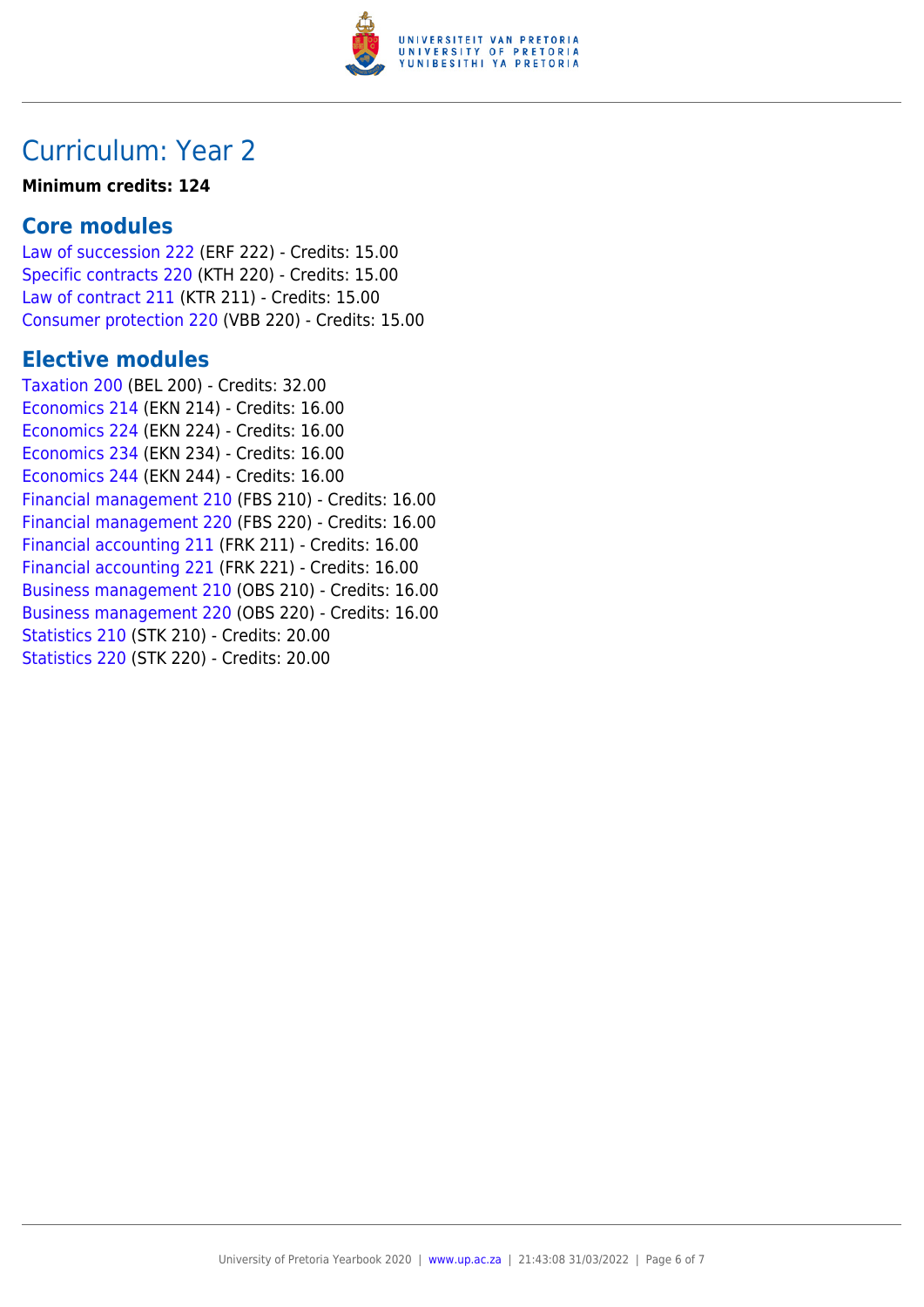# Curriculum: Year 2

**Minimum credits: 124**

## Core modules

Law of succession 222 (ERF 222) - Credits: 15.00
Specific contracts 220 (KTH 220) - Credits: 15.00
Law of contract 211 (KTR 211) - Credits: 15.00
Consumer protection 220 (VBB 220) - Credits: 15.00

## Elective modules

Taxation 200 (BEL 200) - Credits: 32.00
Economics 214 (EKN 214) - Credits: 16.00
Economics 224 (EKN 224) - Credits: 16.00
Economics 234 (EKN 234) - Credits: 16.00
Economics 244 (EKN 244) - Credits: 16.00
Financial management 210 (FBS 210) - Credits: 16.00
Financial management 220 (FBS 220) - Credits: 16.00
Financial accounting 211 (FRK 211) - Credits: 16.00
Financial accounting 221 (FRK 221) - Credits: 16.00
Business management 210 (OBS 210) - Credits: 16.00
Business management 220 (OBS 220) - Credits: 16.00
Statistics 210 (STK 210) - Credits: 20.00
Statistics 220 (STK 220) - Credits: 20.00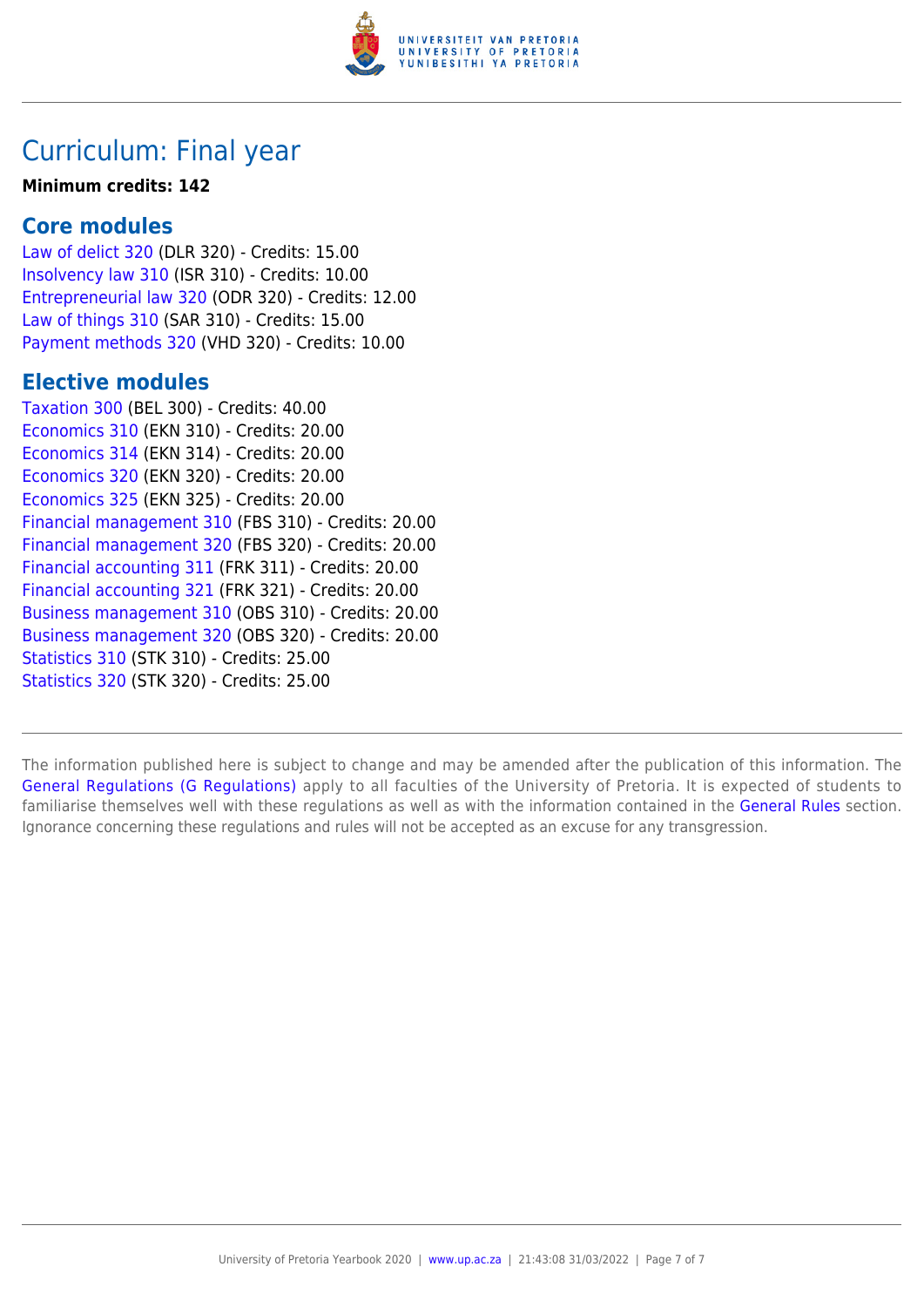# Curriculum: Final year

**Minimum credits: 142**

## Core modules

Law of delict 320 (DLR 320) - Credits: 15.00
Insolvency law 310 (ISR 310) - Credits: 10.00
Entrepreneurial law 320 (ODR 320) - Credits: 12.00
Law of things 310 (SAR 310) - Credits: 15.00
Payment methods 320 (VHD 320) - Credits: 10.00

## Elective modules

Taxation 300 (BEL 300) - Credits: 40.00
Economics 310 (EKN 310) - Credits: 20.00
Economics 314 (EKN 314) - Credits: 20.00
Economics 320 (EKN 320) - Credits: 20.00
Economics 325 (EKN 325) - Credits: 20.00
Financial management 310 (FBS 310) - Credits: 20.00
Financial management 320 (FBS 320) - Credits: 20.00
Financial accounting 311 (FRK 311) - Credits: 20.00
Financial accounting 321 (FRK 321) - Credits: 20.00
Business management 310 (OBS 310) - Credits: 20.00
Business management 320 (OBS 320) - Credits: 20.00
Statistics 310 (STK 310) - Credits: 25.00
Statistics 320 (STK 320) - Credits: 25.00

The information published here is subject to change and may be amended after the publication of this information. The General Regulations (G Regulations) apply to all faculties of the University of Pretoria. It is expected of students to familiarise themselves well with these regulations as well as with the information contained in the General Rules section. Ignorance concerning these regulations and rules will not be accepted as an excuse for any transgression.